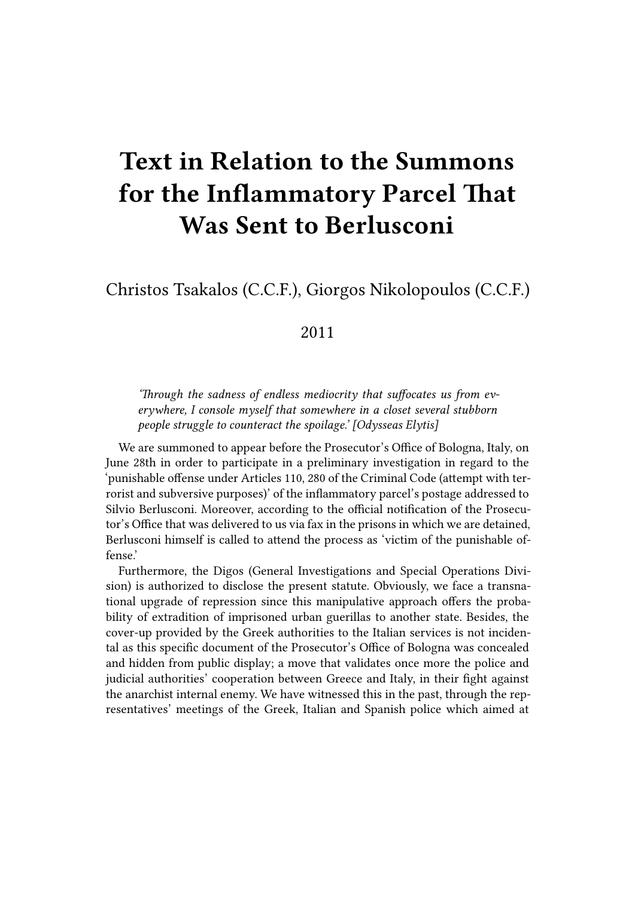# Text in Relation to the Summons for the Inflammatory Parcel That Was Sent to Berlusconi

Christos Tsakalos (C.C.F.), Giorgos Nikolopoulos (C.C.F.)

2011

> *'Through the sadness of endless mediocrity that suffocates us from everywhere, I console myself that somewhere in a closet several stubborn people struggle to counteract the spoilage.' [Odysseas Elytis]*

We are summoned to appear before the Prosecutor's Office of Bologna, Italy, on June 28th in order to participate in a preliminary investigation in regard to the 'punishable offense under Articles 110, 280 of the Criminal Code (attempt with terrorist and subversive purposes)' of the inflammatory parcel's postage addressed to Silvio Berlusconi. Moreover, according to the official notification of the Prosecutor's Office that was delivered to us via fax in the prisons in which we are detained, Berlusconi himself is called to attend the process as 'victim of the punishable offense.'

Furthermore, the Digos (General Investigations and Special Operations Division) is authorized to disclose the present statute. Obviously, we face a transnational upgrade of repression since this manipulative approach offers the probability of extradition of imprisoned urban guerillas to another state. Besides, the cover-up provided by the Greek authorities to the Italian services is not incidental as this specific document of the Prosecutor's Office of Bologna was concealed and hidden from public display; a move that validates once more the police and judicial authorities' cooperation between Greece and Italy, in their fight against the anarchist internal enemy. We have witnessed this in the past, through the representatives' meetings of the Greek, Italian and Spanish police which aimed at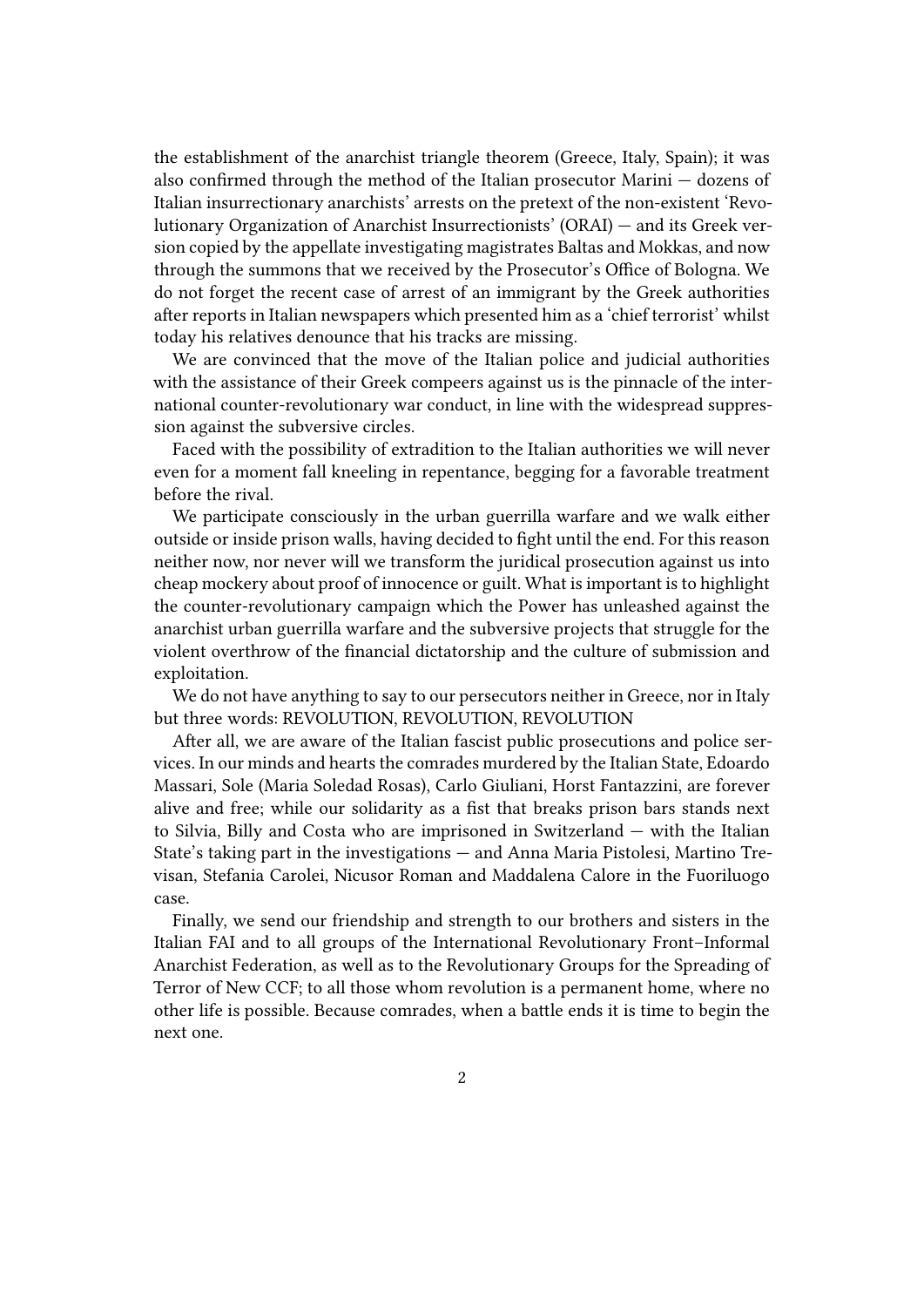the establishment of the anarchist triangle theorem (Greece, Italy, Spain); it was also confirmed through the method of the Italian prosecutor Marini — dozens of Italian insurrectionary anarchists' arrests on the pretext of the non-existent 'Revolutionary Organization of Anarchist Insurrectionists' (ORAI) — and its Greek version copied by the appellate investigating magistrates Baltas and Mokkas, and now through the summons that we received by the Prosecutor's Office of Bologna. We do not forget the recent case of arrest of an immigrant by the Greek authorities after reports in Italian newspapers which presented him as a 'chief terrorist' whilst today his relatives denounce that his tracks are missing.

We are convinced that the move of the Italian police and judicial authorities with the assistance of their Greek compeers against us is the pinnacle of the international counter-revolutionary war conduct, in line with the widespread suppression against the subversive circles.

Faced with the possibility of extradition to the Italian authorities we will never even for a moment fall kneeling in repentance, begging for a favorable treatment before the rival.

We participate consciously in the urban guerrilla warfare and we walk either outside or inside prison walls, having decided to fight until the end. For this reason neither now, nor never will we transform the juridical prosecution against us into cheap mockery about proof of innocence or guilt. What is important is to highlight the counter-revolutionary campaign which the Power has unleashed against the anarchist urban guerrilla warfare and the subversive projects that struggle for the violent overthrow of the financial dictatorship and the culture of submission and exploitation.

We do not have anything to say to our persecutors neither in Greece, nor in Italy but three words: REVOLUTION, REVOLUTION, REVOLUTION

After all, we are aware of the Italian fascist public prosecutions and police services. In our minds and hearts the comrades murdered by the Italian State, Edoardo Massari, Sole (Maria Soledad Rosas), Carlo Giuliani, Horst Fantazzini, are forever alive and free; while our solidarity as a fist that breaks prison bars stands next to Silvia, Billy and Costa who are imprisoned in Switzerland — with the Italian State's taking part in the investigations — and Anna Maria Pistolesi, Martino Trevisan, Stefania Carolei, Nicusor Roman and Maddalena Calore in the Fuoriluogo case.

Finally, we send our friendship and strength to our brothers and sisters in the Italian FAI and to all groups of the International Revolutionary Front–Informal Anarchist Federation, as well as to the Revolutionary Groups for the Spreading of Terror of New CCF; to all those whom revolution is a permanent home, where no other life is possible. Because comrades, when a battle ends it is time to begin the next one.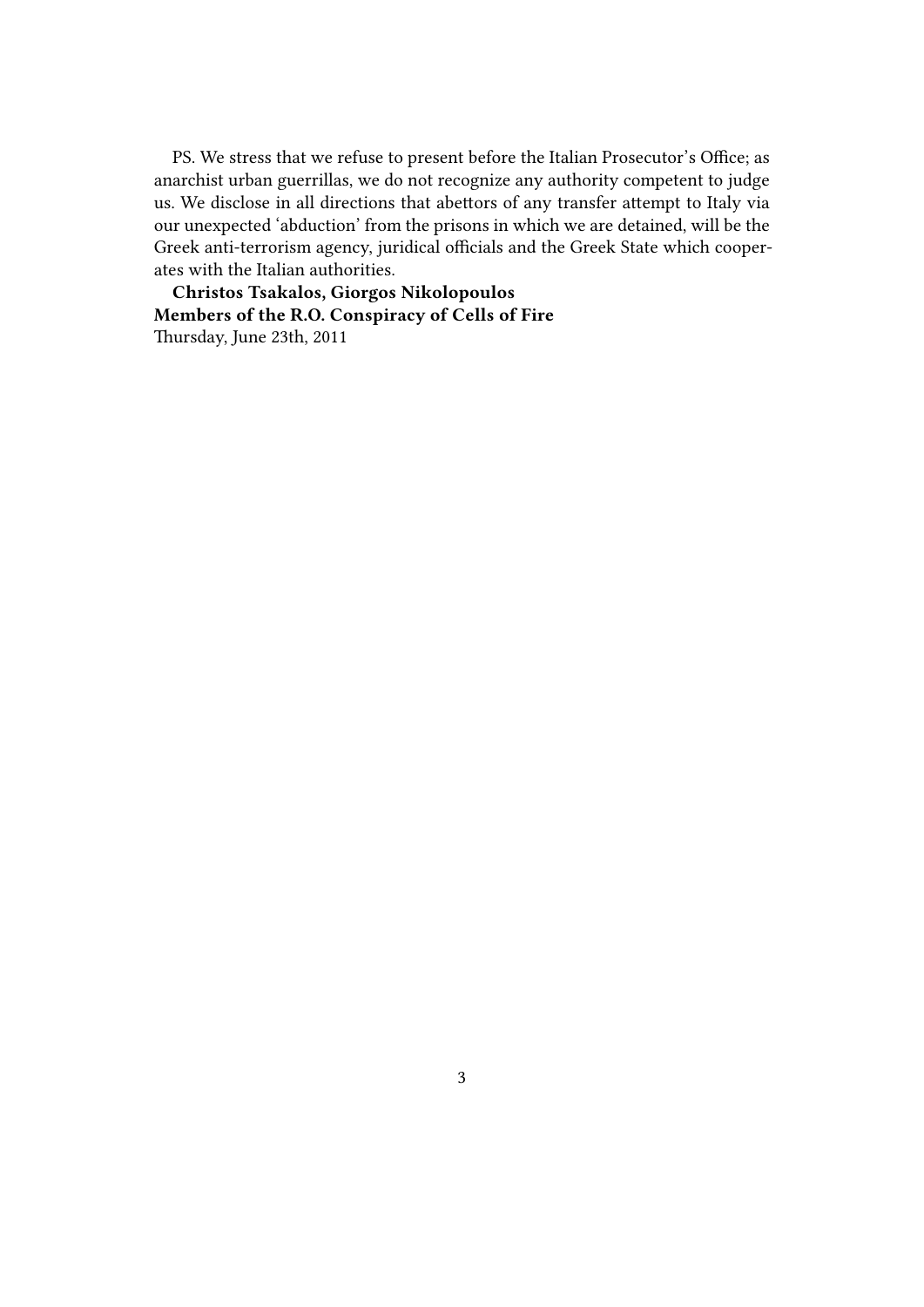PS. We stress that we refuse to present before the Italian Prosecutor's Office; as anarchist urban guerrillas, we do not recognize any authority competent to judge us. We disclose in all directions that abettors of any transfer attempt to Italy via our unexpected 'abduction' from the prisons in which we are detained, will be the Greek anti-terrorism agency, juridical officials and the Greek State which cooperates with the Italian authorities.

**Christos Tsakalos, Giorgos Nikolopoulos**
**Members of the R.O. Conspiracy of Cells of Fire**
Thursday, June 23th, 2011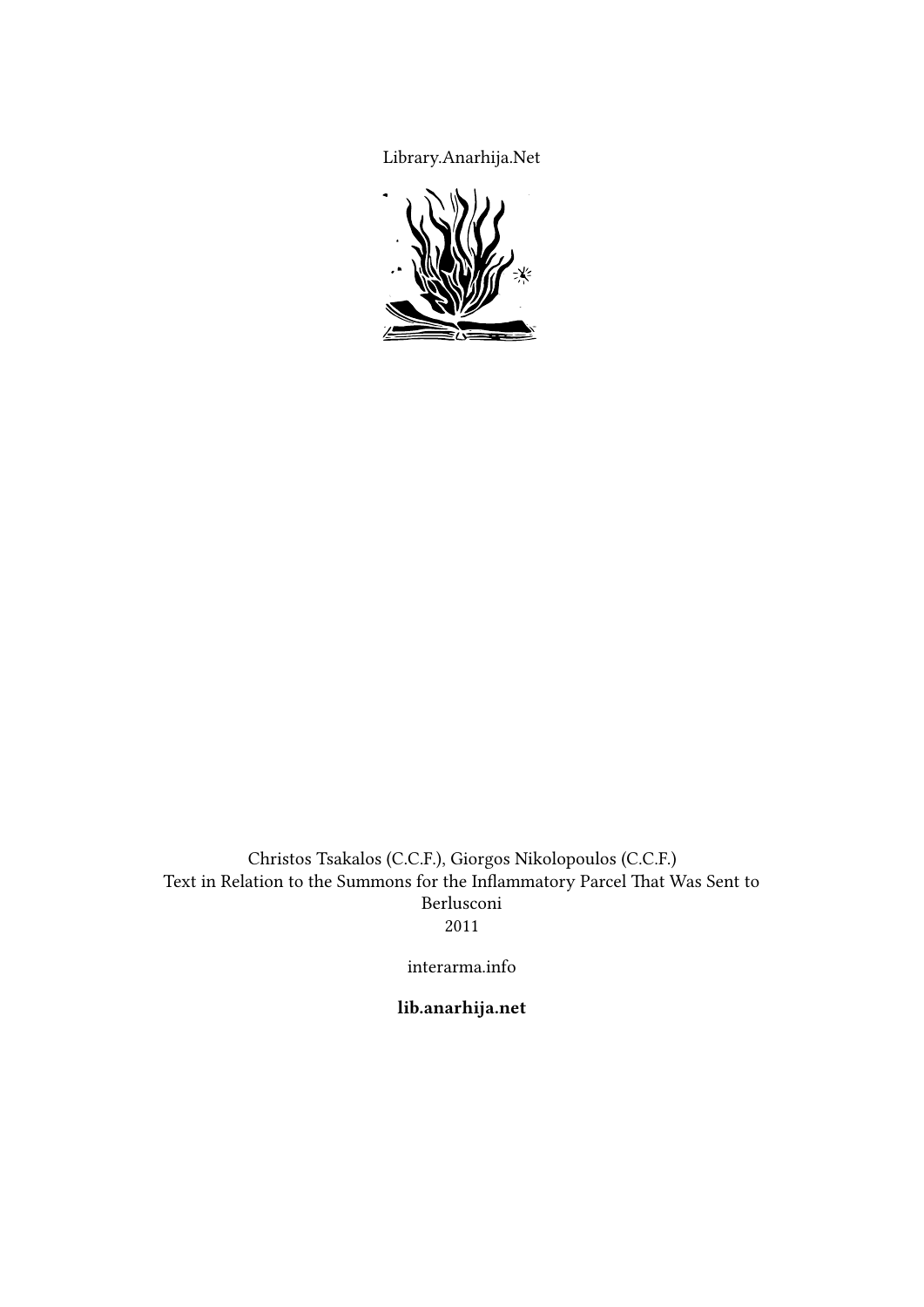Library.Anarhija.Net

Christos Tsakalos (C.C.F.), Giorgos Nikolopoulos (C.C.F.)
Text in Relation to the Summons for the Inflammatory Parcel That Was Sent to Berlusconi
2011

interarma.info

**lib.anarhija.net**